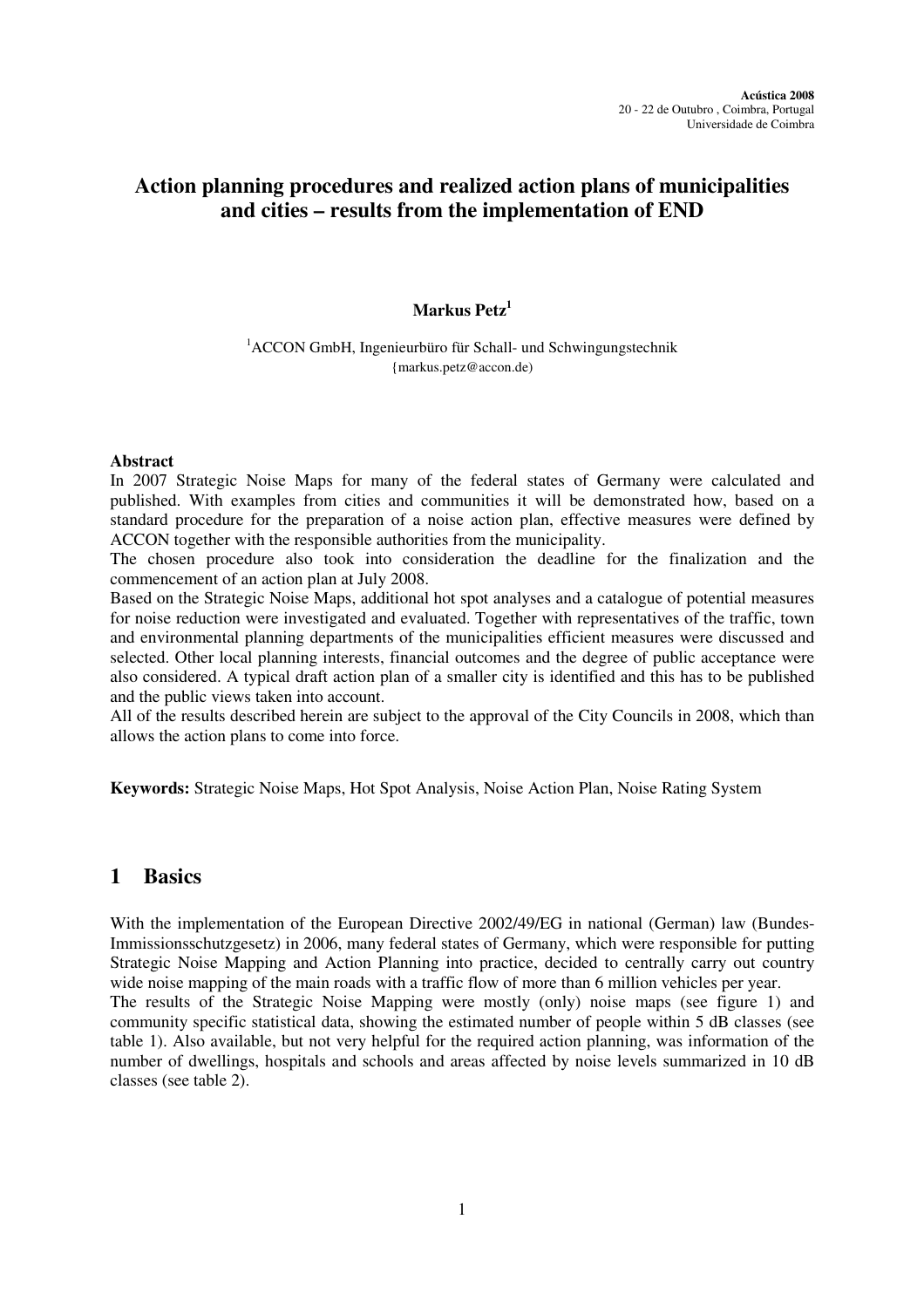# Action planning procedures and realized action plans of municipalities and cities – results from the implementation of END

**Markus Petz**[1]

[1]ACCON GmbH, Ingenieurbüro für Schall- und Schwingungstechnik
{markus.petz@accon.de)

**Abstract**

In 2007 Strategic Noise Maps for many of the federal states of Germany were calculated and published. With examples from cities and communities it will be demonstrated how, based on a standard procedure for the preparation of a noise action plan, effective measures were defined by ACCON together with the responsible authorities from the municipality.

The chosen procedure also took into consideration the deadline for the finalization and the commencement of an action plan at July 2008.

Based on the Strategic Noise Maps, additional hot spot analyses and a catalogue of potential measures for noise reduction were investigated and evaluated. Together with representatives of the traffic, town and environmental planning departments of the municipalities efficient measures were discussed and selected. Other local planning interests, financial outcomes and the degree of public acceptance were also considered. A typical draft action plan of a smaller city is identified and this has to be published and the public views taken into account.

All of the results described herein are subject to the approval of the City Councils in 2008, which than allows the action plans to come into force.

**Keywords:** Strategic Noise Maps, Hot Spot Analysis, Noise Action Plan, Noise Rating System

## 1 Basics

With the implementation of the European Directive 2002/49/EG in national (German) law (Bundes-Immissionsschutzgesetz) in 2006, many federal states of Germany, which were responsible for putting Strategic Noise Mapping and Action Planning into practice, decided to centrally carry out country wide noise mapping of the main roads with a traffic flow of more than 6 million vehicles per year.

The results of the Strategic Noise Mapping were mostly (only) noise maps (see figure 1) and community specific statistical data, showing the estimated number of people within 5 dB classes (see table 1). Also available, but not very helpful for the required action planning, was information of the number of dwellings, hospitals and schools and areas affected by noise levels summarized in 10 dB classes (see table 2).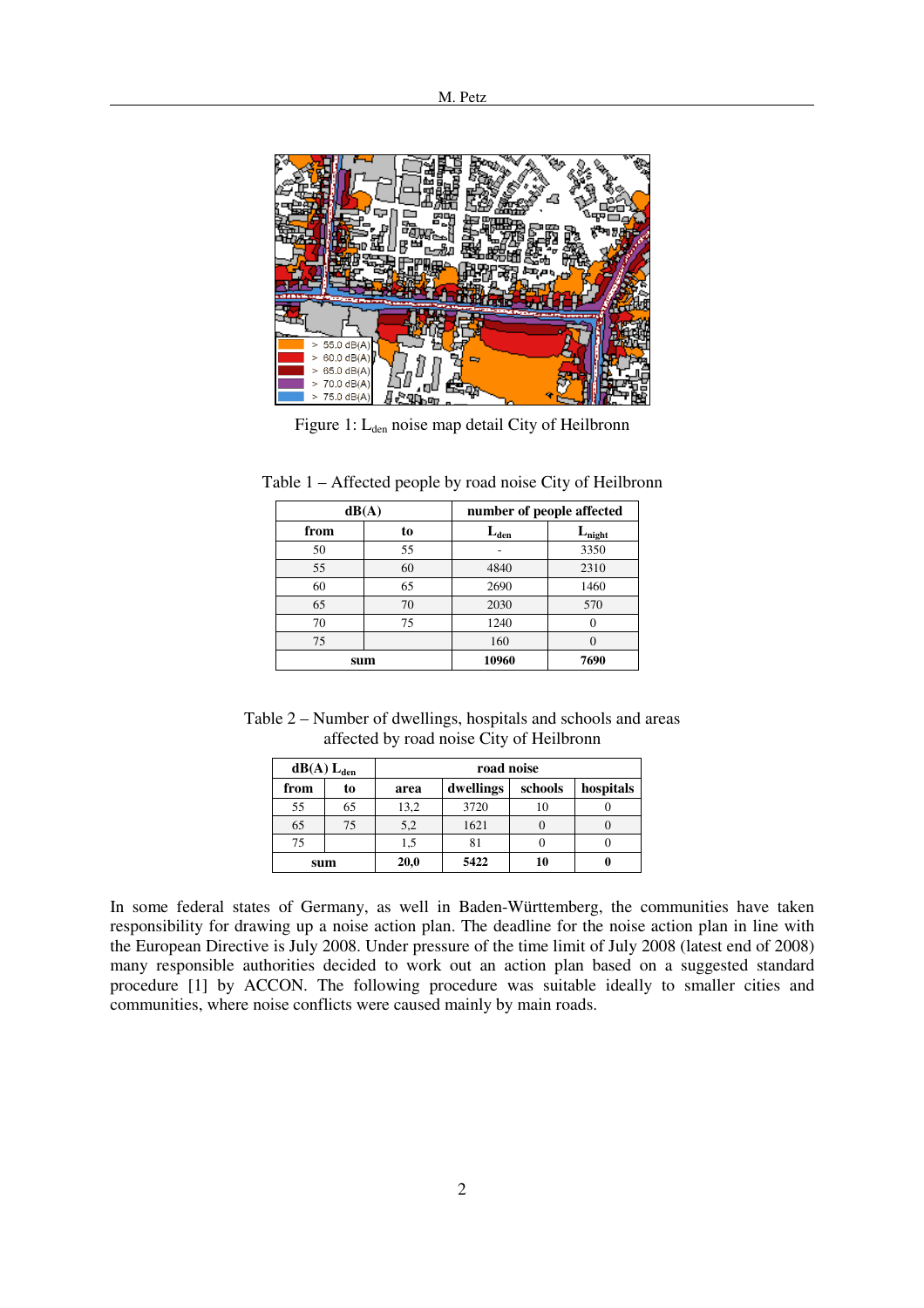Figure 1: $L_{den}$ noise map detail City of Heilbronn

Table 1 – Affected people by road noise City of Heilbronn

| dB(A) | | number of people affected | |
|---|---|---|---|
| from | to | $L_{den}$ | $L_{night}$ |
| 50 | 55 | - | 3350 |
| 55 | 60 | 4840 | 2310 |
| 60 | 65 | 2690 | 1460 |
| 65 | 70 | 2030 | 570 |
| 70 | 75 | 1240 | 0 |
| 75 | | 160 | 0 |
| **sum** | | **10960** | **7690** |

Table 2 – Number of dwellings, hospitals and schools and areas affected by road noise City of Heilbronn

| dB(A) $L_{den}$ | | road noise | | | |
|---|---|---|---|---|---|
| from | to | area | dwellings | schools | hospitals |
| 55 | 65 | 13,2 | 3720 | 10 | 0 |
| 65 | 75 | 5,2 | 1621 | 0 | 0 |
| 75 | | 1,5 | 81 | 0 | 0 |
| **sum** | | **20,0** | **5422** | **10** | **0** |

In some federal states of Germany, as well in Baden-Württemberg, the communities have taken responsibility for drawing up a noise action plan. The deadline for the noise action plan in line with the European Directive is July 2008. Under pressure of the time limit of July 2008 (latest end of 2008) many responsible authorities decided to work out an action plan based on a suggested standard procedure [1] by ACCON. The following procedure was suitable ideally to smaller cities and communities, where noise conflicts were caused mainly by main roads.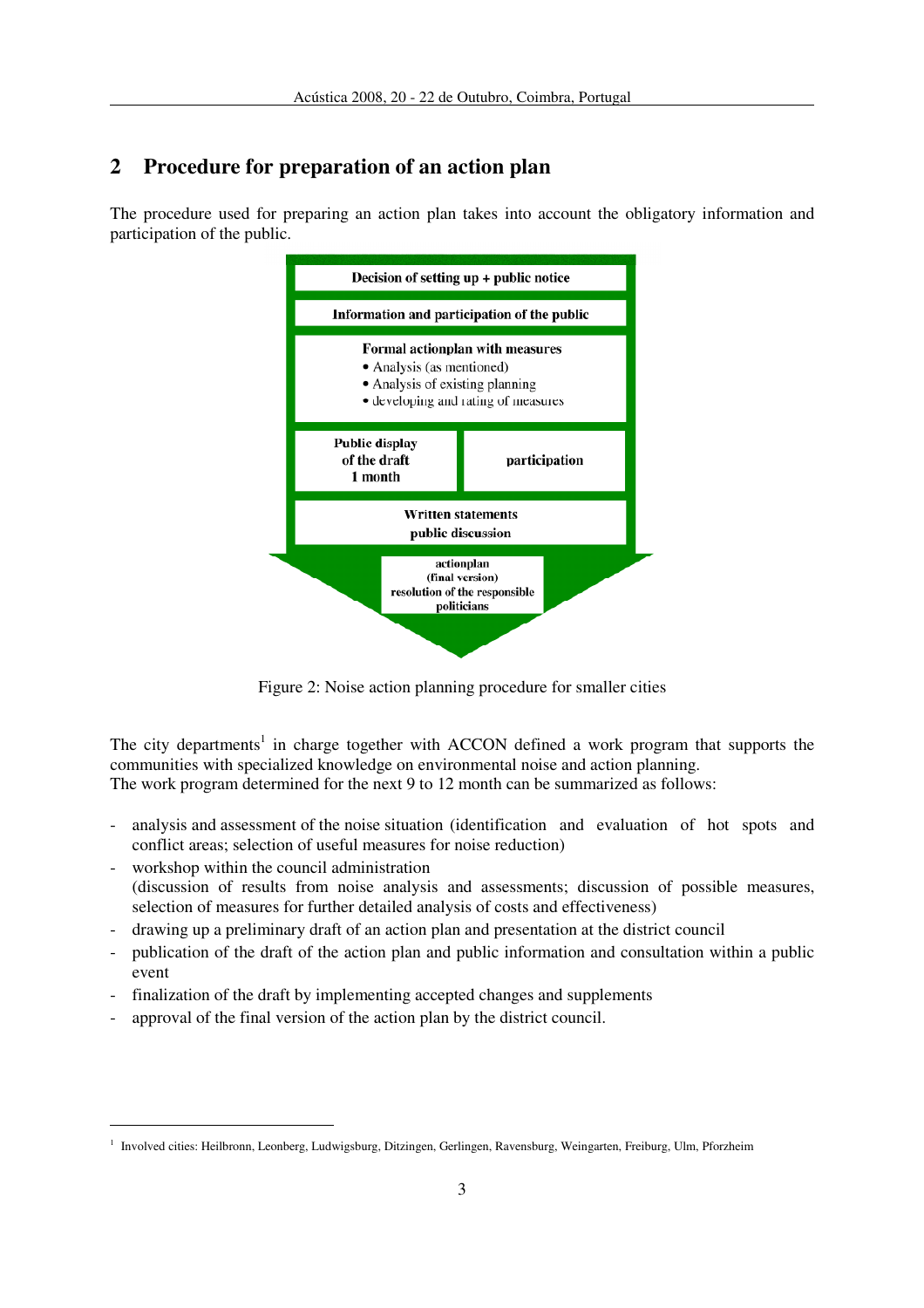## 2 Procedure for preparation of an action plan

The procedure used for preparing an action plan takes into account the obligatory information and participation of the public.

Decision of setting up + public notice

Information and participation of the public

Formal actionplan with measures
- Analysis (as mentioned)
- Analysis of existing planning
- developing and rating of measures

Public display of the draft 1 month | participation

Written statements public discussion

actionplan (final version) resolution of the responsible politicians

Figure 2: Noise action planning procedure for smaller cities

The city departments[1] in charge together with ACCON defined a work program that supports the communities with specialized knowledge on environmental noise and action planning.
The work program determined for the next 9 to 12 month can be summarized as follows:

- analysis and assessment of the noise situation (identification and evaluation of hot spots and conflict areas; selection of useful measures for noise reduction)
- workshop within the council administration
  (discussion of results from noise analysis and assessments; discussion of possible measures, selection of measures for further detailed analysis of costs and effectiveness)
- drawing up a preliminary draft of an action plan and presentation at the district council
- publication of the draft of the action plan and public information and consultation within a public event
- finalization of the draft by implementing accepted changes and supplements
- approval of the final version of the action plan by the district council.

[1] Involved cities: Heilbronn, Leonberg, Ludwigsburg, Ditzingen, Gerlingen, Ravensburg, Weingarten, Freiburg, Ulm, Pforzheim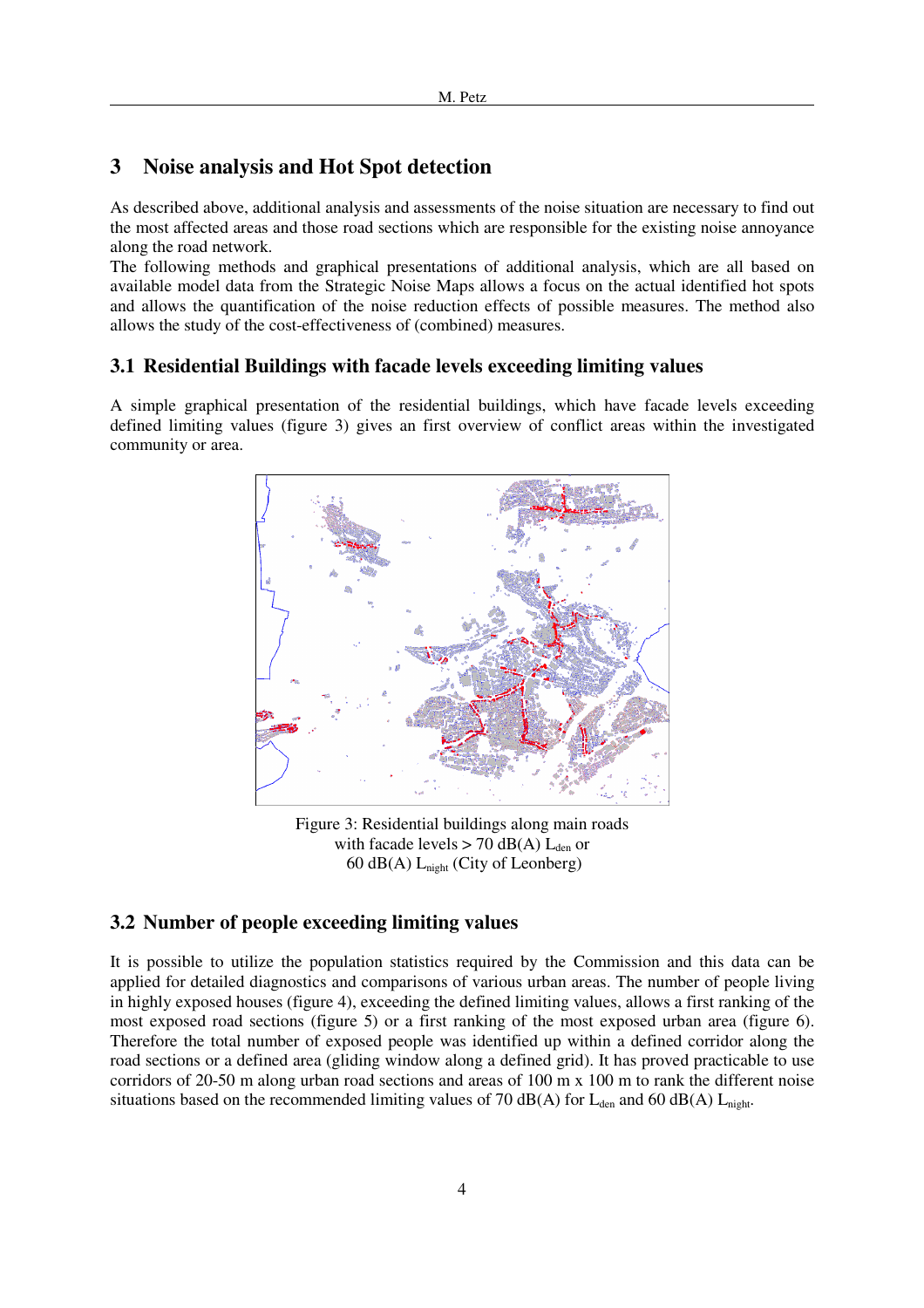## 3 Noise analysis and Hot Spot detection

As described above, additional analysis and assessments of the noise situation are necessary to find out the most affected areas and those road sections which are responsible for the existing noise annoyance along the road network.

The following methods and graphical presentations of additional analysis, which are all based on available model data from the Strategic Noise Maps allows a focus on the actual identified hot spots and allows the quantification of the noise reduction effects of possible measures. The method also allows the study of the cost-effectiveness of (combined) measures.

### 3.1 Residential Buildings with facade levels exceeding limiting values

A simple graphical presentation of the residential buildings, which have facade levels exceeding defined limiting values (figure 3) gives an first overview of conflict areas within the investigated community or area.

Figure 3: Residential buildings along main roads with facade levels > 70 dB(A) $L_{den}$ or 60 dB(A) $L_{night}$ (City of Leonberg)

### 3.2 Number of people exceeding limiting values

It is possible to utilize the population statistics required by the Commission and this data can be applied for detailed diagnostics and comparisons of various urban areas. The number of people living in highly exposed houses (figure 4), exceeding the defined limiting values, allows a first ranking of the most exposed road sections (figure 5) or a first ranking of the most exposed urban area (figure 6). Therefore the total number of exposed people was identified up within a defined corridor along the road sections or a defined area (gliding window along a defined grid). It has proved practicable to use corridors of 20-50 m along urban road sections and areas of 100 m x 100 m to rank the different noise situations based on the recommended limiting values of 70 dB(A) for $L_{den}$ and 60 dB(A) $L_{night}$.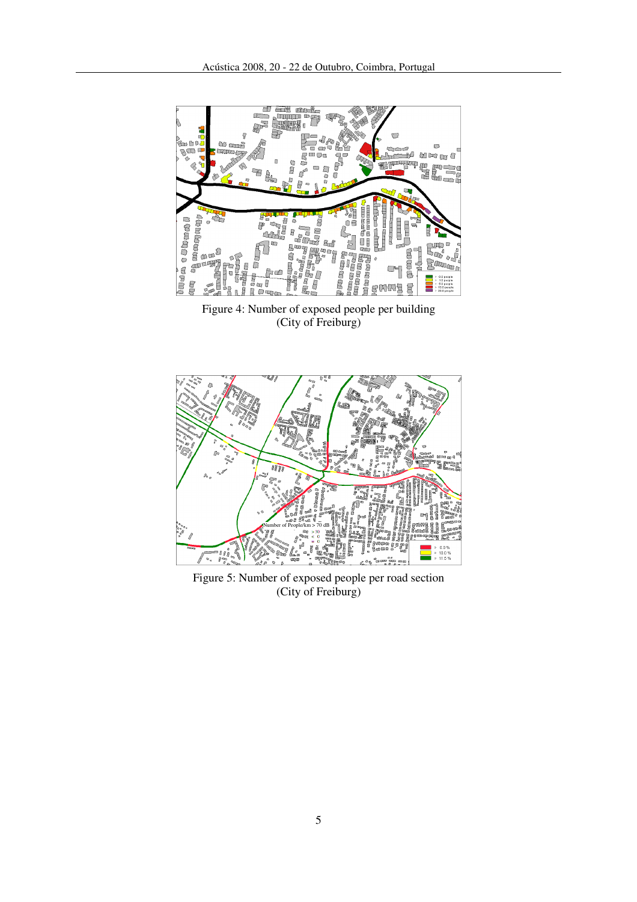Figure 4: Number of exposed people per building (City of Freiburg)

Figure 5: Number of exposed people per road section (City of Freiburg)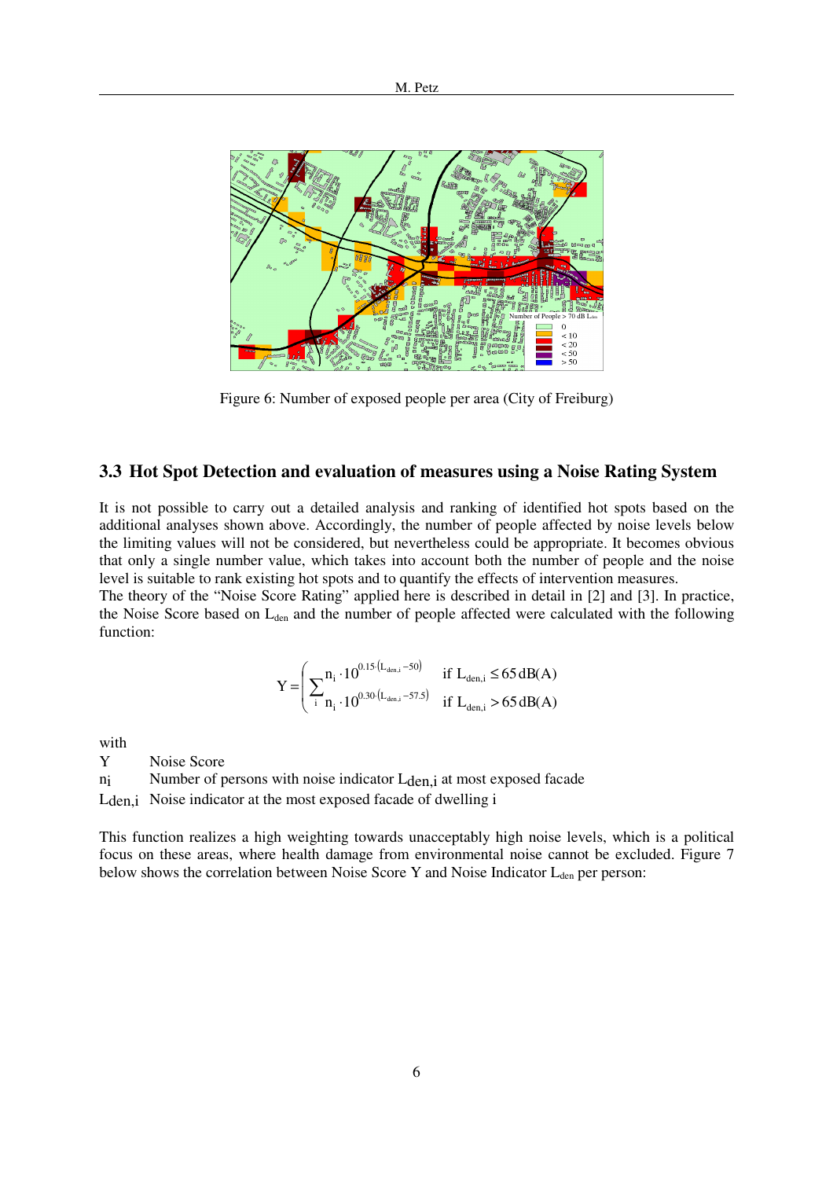Figure 6: Number of exposed people per area (City of Freiburg)

### 3.3 Hot Spot Detection and evaluation of measures using a Noise Rating System

It is not possible to carry out a detailed analysis and ranking of identified hot spots based on the additional analyses shown above. Accordingly, the number of people affected by noise levels below the limiting values will not be considered, but nevertheless could be appropriate. It becomes obvious that only a single number value, which takes into account both the number of people and the noise level is suitable to rank existing hot spots and to quantify the effects of intervention measures.
The theory of the "Noise Score Rating" applied here is described in detail in [2] and [3]. In practice, the Noise Score based on $L_{den}$ and the number of people affected were calculated with the following function:

$$Y = \sum_i \begin{cases} n_i \cdot 10^{0.15 \cdot (L_{den,i} - 50)} & \text{if } L_{den,i} \leq 65\,\text{dB(A)} \\ n_i \cdot 10^{0.30 \cdot (L_{den,i} - 57.5)} & \text{if } L_{den,i} > 65\,\text{dB(A)} \end{cases}$$

with

$Y$ Noise Score

$n_i$ Number of persons with noise indicator $L_{den,i}$ at most exposed facade

$L_{den,i}$ Noise indicator at the most exposed facade of dwelling i

This function realizes a high weighting towards unacceptably high noise levels, which is a political focus on these areas, where health damage from environmental noise cannot be excluded. Figure 7 below shows the correlation between Noise Score Y and Noise Indicator $L_{den}$ per person: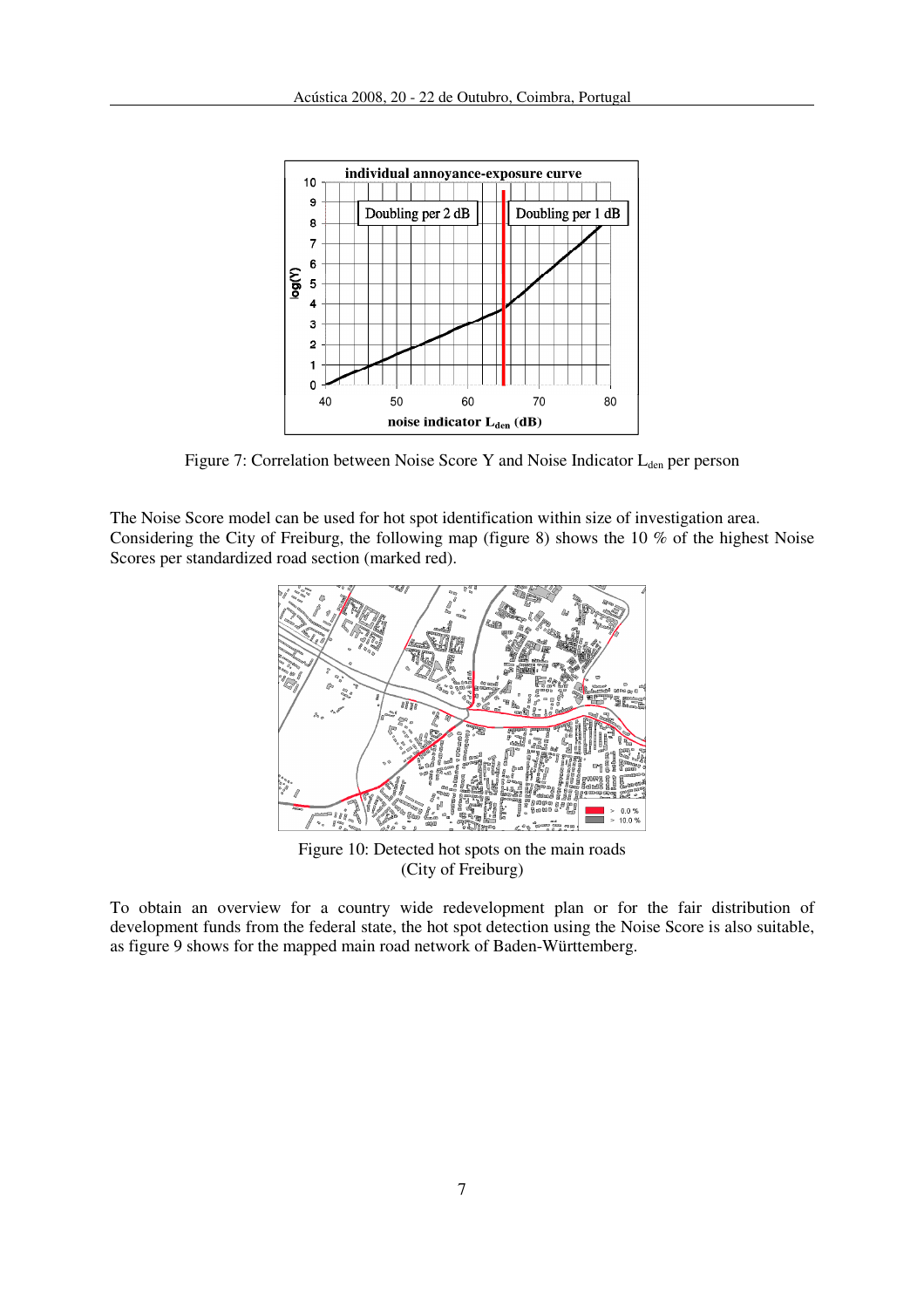Figure 7: Correlation between Noise Score Y and Noise Indicator $L_{den}$ per person

The Noise Score model can be used for hot spot identification within size of investigation area. Considering the City of Freiburg, the following map (figure 8) shows the 10 % of the highest Noise Scores per standardized road section (marked red).

Figure 10: Detected hot spots on the main roads (City of Freiburg)

To obtain an overview for a country wide redevelopment plan or for the fair distribution of development funds from the federal state, the hot spot detection using the Noise Score is also suitable, as figure 9 shows for the mapped main road network of Baden-Württemberg.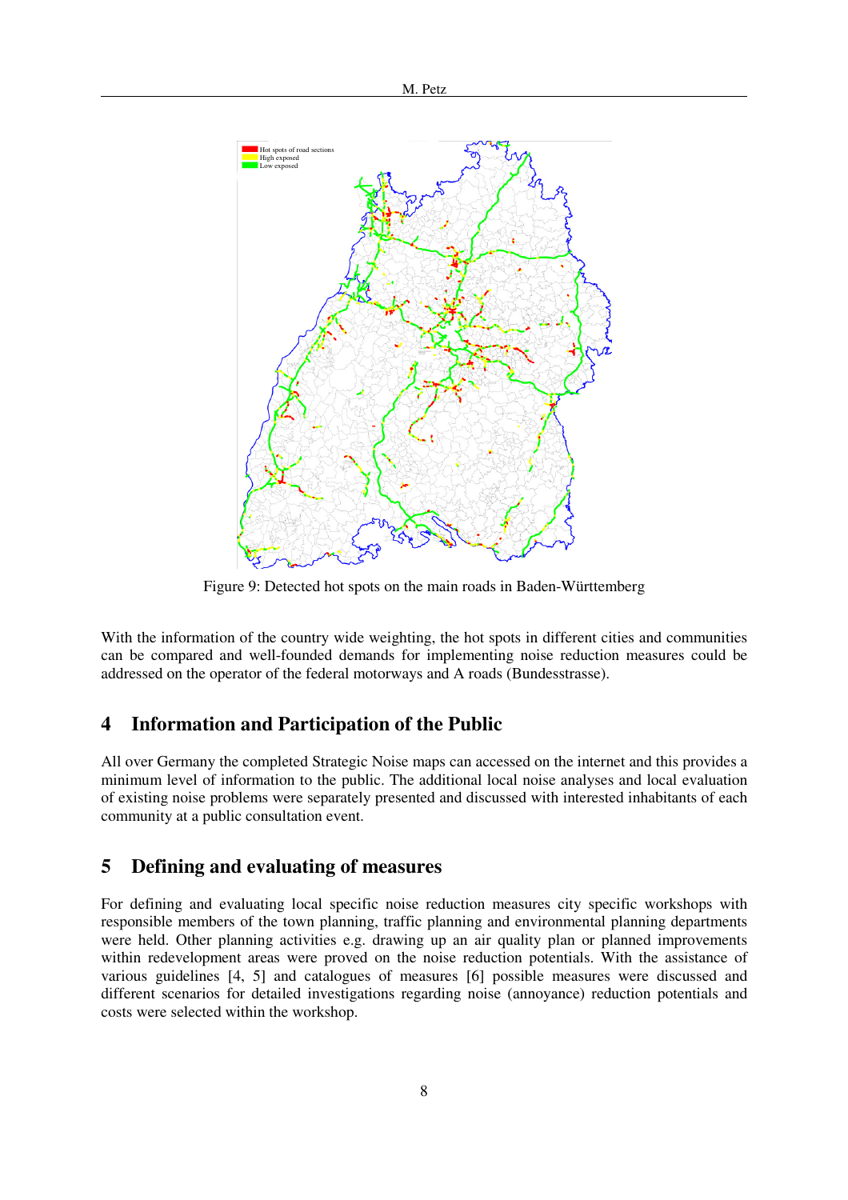Figure 9: Detected hot spots on the main roads in Baden-Württemberg

With the information of the country wide weighting, the hot spots in different cities and communities can be compared and well-founded demands for implementing noise reduction measures could be addressed on the operator of the federal motorways and A roads (Bundesstrasse).

## 4 Information and Participation of the Public

All over Germany the completed Strategic Noise maps can accessed on the internet and this provides a minimum level of information to the public. The additional local noise analyses and local evaluation of existing noise problems were separately presented and discussed with interested inhabitants of each community at a public consultation event.

## 5 Defining and evaluating of measures

For defining and evaluating local specific noise reduction measures city specific workshops with responsible members of the town planning, traffic planning and environmental planning departments were held. Other planning activities e.g. drawing up an air quality plan or planned improvements within redevelopment areas were proved on the noise reduction potentials. With the assistance of various guidelines [4, 5] and catalogues of measures [6] possible measures were discussed and different scenarios for detailed investigations regarding noise (annoyance) reduction potentials and costs were selected within the workshop.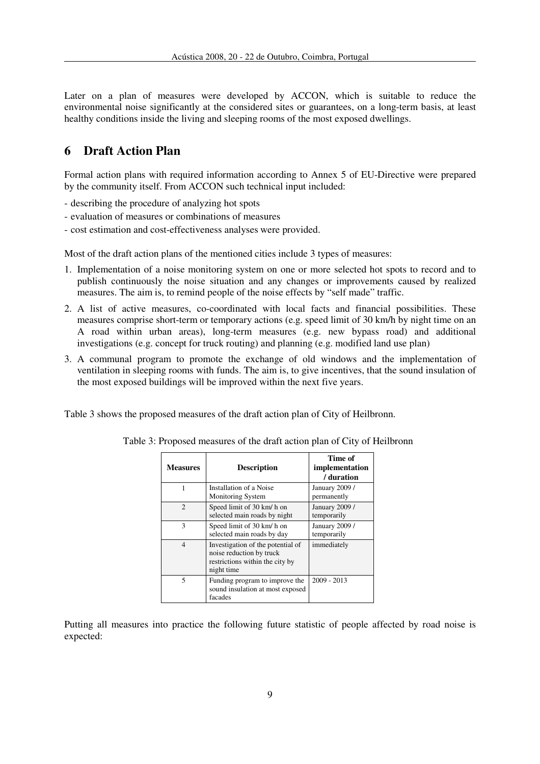Later on a plan of measures were developed by ACCON, which is suitable to reduce the environmental noise significantly at the considered sites or guarantees, on a long-term basis, at least healthy conditions inside the living and sleeping rooms of the most exposed dwellings.

## 6 Draft Action Plan

Formal action plans with required information according to Annex 5 of EU-Directive were prepared by the community itself. From ACCON such technical input included:

- describing the procedure of analyzing hot spots
- evaluation of measures or combinations of measures
- cost estimation and cost-effectiveness analyses were provided.

Most of the draft action plans of the mentioned cities include 3 types of measures:

1. Implementation of a noise monitoring system on one or more selected hot spots to record and to publish continuously the noise situation and any changes or improvements caused by realized measures. The aim is, to remind people of the noise effects by "self made" traffic.
2. A list of active measures, co-coordinated with local facts and financial possibilities. These measures comprise short-term or temporary actions (e.g. speed limit of 30 km/h by night time on an A road within urban areas), long-term measures (e.g. new bypass road) and additional investigations (e.g. concept for truck routing) and planning (e.g. modified land use plan)
3. A communal program to promote the exchange of old windows and the implementation of ventilation in sleeping rooms with funds. The aim is, to give incentives, that the sound insulation of the most exposed buildings will be improved within the next five years.

Table 3 shows the proposed measures of the draft action plan of City of Heilbronn.

Table 3: Proposed measures of the draft action plan of City of Heilbronn

| Measures | Description | Time of implementation / duration |
|---|---|---|
| 1 | Installation of a Noise Monitoring System | January 2009 / permanently |
| 2 | Speed limit of 30 km/ h on selected main roads by night | January 2009 / temporarily |
| 3 | Speed limit of 30 km/ h on selected main roads by day | January 2009 / temporarily |
| 4 | Investigation of the potential of noise reduction by truck restrictions within the city by night time | immediately |
| 5 | Funding program to improve the sound insulation at most exposed facades | 2009 - 2013 |

Putting all measures into practice the following future statistic of people affected by road noise is expected: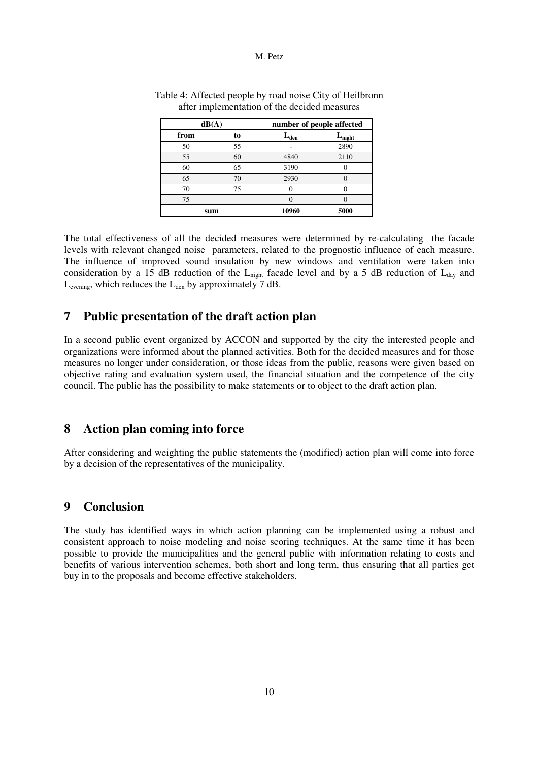Table 4: Affected people by road noise City of Heilbronn after implementation of the decided measures

| dB(A) | | number of people affected | |
|---|---|---|---|
| from | to | $L_{den}$ | $L_{night}$ |
| 50 | 55 | - | 2890 |
| 55 | 60 | 4840 | 2110 |
| 60 | 65 | 3190 | 0 |
| 65 | 70 | 2930 | 0 |
| 70 | 75 | 0 | 0 |
| 75 | | 0 | 0 |
| **sum** | | **10960** | **5000** |

The total effectiveness of all the decided measures were determined by re-calculating the facade levels with relevant changed noise parameters, related to the prognostic influence of each measure. The influence of improved sound insulation by new windows and ventilation were taken into consideration by a 15 dB reduction of the $L_{night}$ facade level and by a 5 dB reduction of $L_{day}$ and $L_{evening}$, which reduces the $L_{den}$ by approximately 7 dB.

# 7 Public presentation of the draft action plan

In a second public event organized by ACCON and supported by the city the interested people and organizations were informed about the planned activities. Both for the decided measures and for those measures no longer under consideration, or those ideas from the public, reasons were given based on objective rating and evaluation system used, the financial situation and the competence of the city council. The public has the possibility to make statements or to object to the draft action plan.

# 8 Action plan coming into force

After considering and weighting the public statements the (modified) action plan will come into force by a decision of the representatives of the municipality.

# 9 Conclusion

The study has identified ways in which action planning can be implemented using a robust and consistent approach to noise modeling and noise scoring techniques. At the same time it has been possible to provide the municipalities and the general public with information relating to costs and benefits of various intervention schemes, both short and long term, thus ensuring that all parties get buy in to the proposals and become effective stakeholders.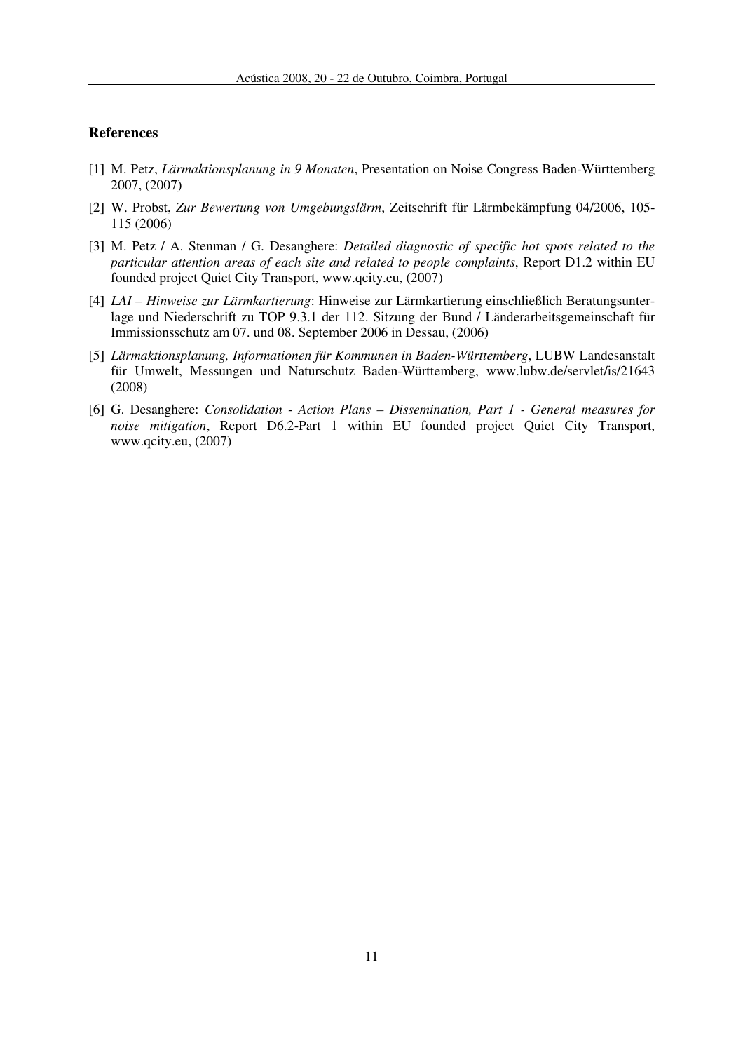## References

[1] M. Petz, *Lärmaktionsplanung in 9 Monaten*, Presentation on Noise Congress Baden-Württemberg 2007, (2007)

[2] W. Probst, *Zur Bewertung von Umgebungslärm*, Zeitschrift für Lärmbekämpfung 04/2006, 105-115 (2006)

[3] M. Petz / A. Stenman / G. Desanghere: *Detailed diagnostic of specific hot spots related to the particular attention areas of each site and related to people complaints*, Report D1.2 within EU founded project Quiet City Transport, www.qcity.eu, (2007)

[4] *LAI – Hinweise zur Lärmkartierung*: Hinweise zur Lärmkartierung einschließlich Beratungsunterlage und Niederschrift zu TOP 9.3.1 der 112. Sitzung der Bund / Länderarbeitsgemeinschaft für Immissionsschutz am 07. und 08. September 2006 in Dessau, (2006)

[5] *Lärmaktionsplanung, Informationen für Kommunen in Baden-Württemberg*, LUBW Landesanstalt für Umwelt, Messungen und Naturschutz Baden-Württemberg, www.lubw.de/servlet/is/21643 (2008)

[6] G. Desanghere: *Consolidation - Action Plans – Dissemination, Part 1 - General measures for noise mitigation*, Report D6.2-Part 1 within EU founded project Quiet City Transport, www.qcity.eu, (2007)